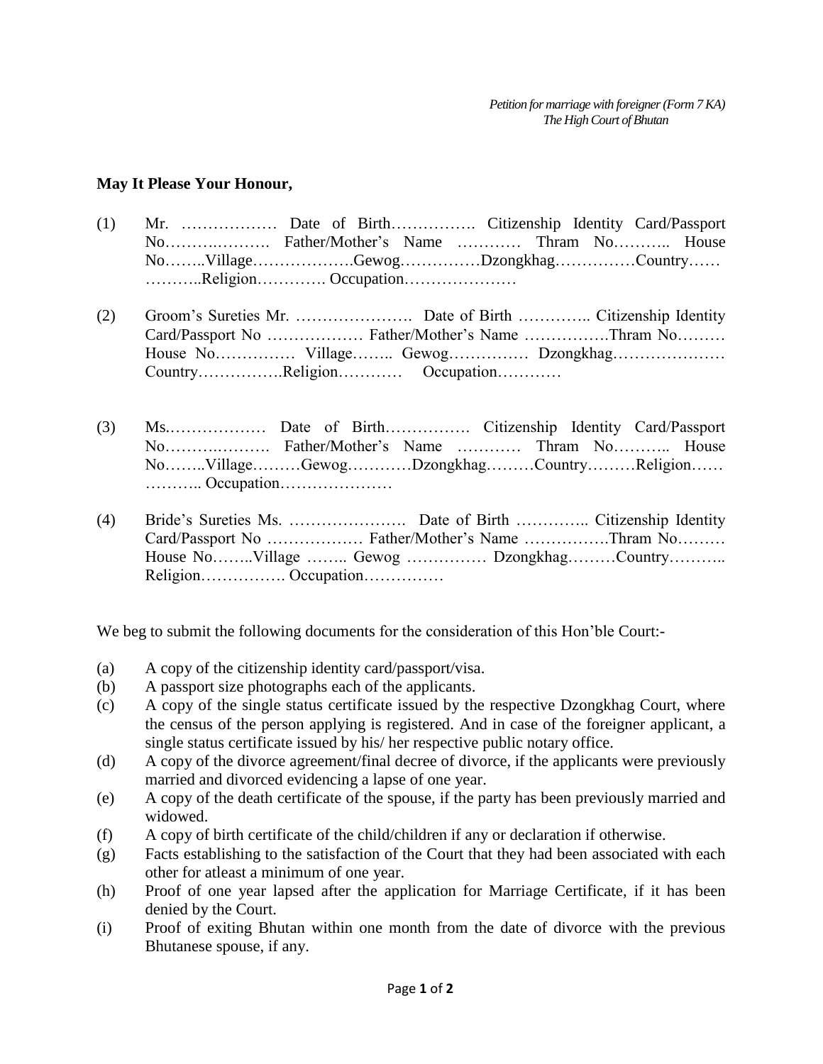*Petition for marriage with foreigner (Form 7 KA)*
*The High Court of Bhutan*

**May It Please Your Honour,**

(1) Mr. ……………… Date of Birth……………. Citizenship Identity Card/Passport No……….………. Father/Mother's Name ………… Thram No……….. House No……..Village……………….Gewog……………Dzongkhag……………Country…… ………..Religion…………. Occupation…………………

(2) Groom's Sureties Mr. …………………. Date of Birth ………….. Citizenship Identity Card/Passport No ……………… Father/Mother's Name …………….Thram No……… House No…………… Village…….. Gewog…………… Dzongkhag………………… Country…………….Religion………… Occupation…………

(3) Ms.……………… Date of Birth……………. Citizenship Identity Card/Passport No……….………. Father/Mother's Name ………… Thram No……….. House No……..Village………Gewog…………Dzongkhag………Country………Religion…… ……….. Occupation…………………

(4) Bride's Sureties Ms. …………………. Date of Birth ………….. Citizenship Identity Card/Passport No ……………… Father/Mother's Name …………….Thram No……… House No……..Village …….. Gewog …………… Dzongkhag………Country……….. Religion……………. Occupation……………

We beg to submit the following documents for the consideration of this Hon'ble Court:-

(a) A copy of the citizenship identity card/passport/visa.
(b) A passport size photographs each of the applicants.
(c) A copy of the single status certificate issued by the respective Dzongkhag Court, where the census of the person applying is registered. And in case of the foreigner applicant, a single status certificate issued by his/ her respective public notary office.
(d) A copy of the divorce agreement/final decree of divorce, if the applicants were previously married and divorced evidencing a lapse of one year.
(e) A copy of the death certificate of the spouse, if the party has been previously married and widowed.
(f) A copy of birth certificate of the child/children if any or declaration if otherwise.
(g) Facts establishing to the satisfaction of the Court that they had been associated with each other for atleast a minimum of one year.
(h) Proof of one year lapsed after the application for Marriage Certificate, if it has been denied by the Court.
(i) Proof of exiting Bhutan within one month from the date of divorce with the previous Bhutanese spouse, if any.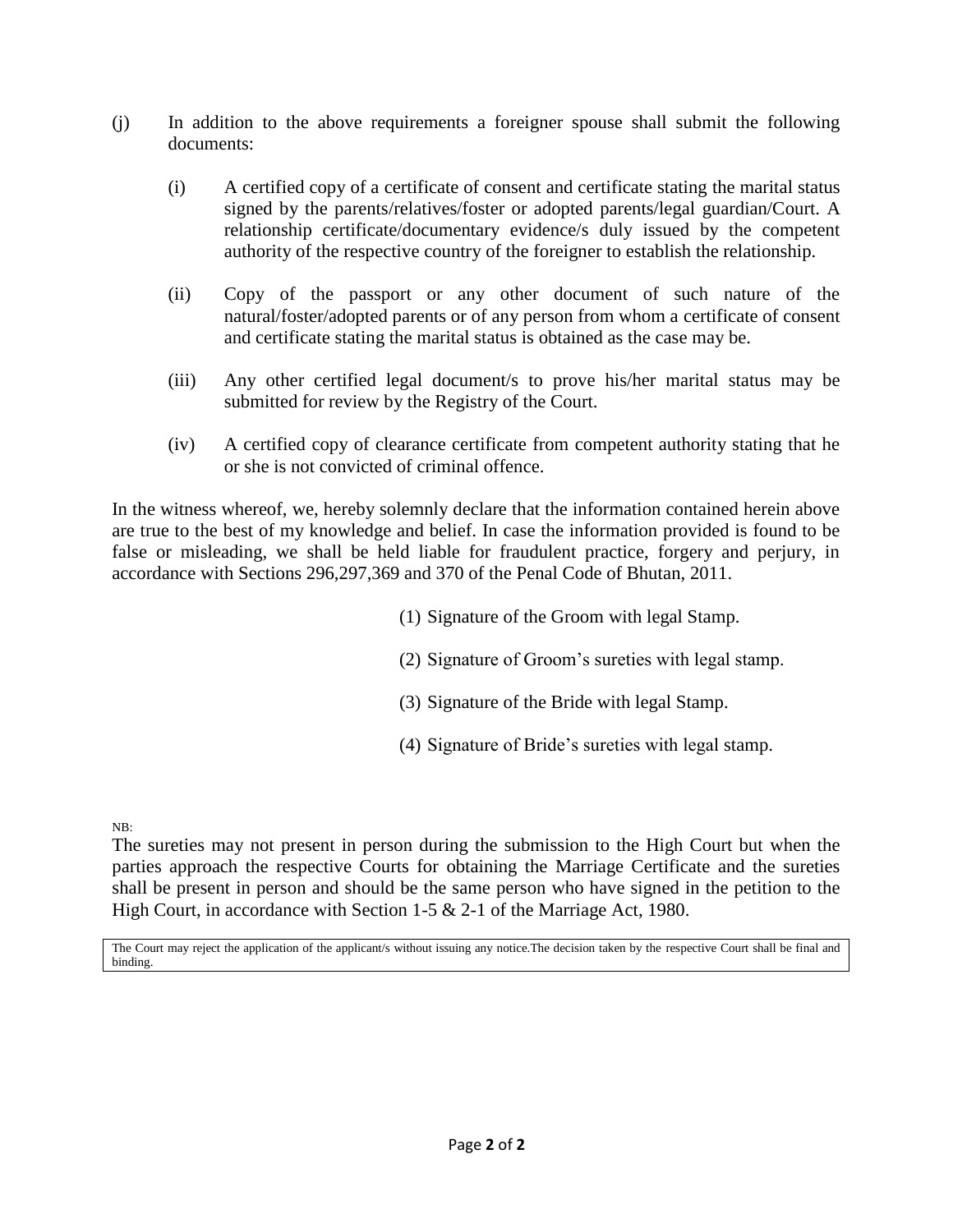(j) In addition to the above requirements a foreigner spouse shall submit the following documents:

(i) A certified copy of a certificate of consent and certificate stating the marital status signed by the parents/relatives/foster or adopted parents/legal guardian/Court. A relationship certificate/documentary evidence/s duly issued by the competent authority of the respective country of the foreigner to establish the relationship.

(ii) Copy of the passport or any other document of such nature of the natural/foster/adopted parents or of any person from whom a certificate of consent and certificate stating the marital status is obtained as the case may be.

(iii) Any other certified legal document/s to prove his/her marital status may be submitted for review by the Registry of the Court.

(iv) A certified copy of clearance certificate from competent authority stating that he or she is not convicted of criminal offence.

In the witness whereof, we, hereby solemnly declare that the information contained herein above are true to the best of my knowledge and belief. In case the information provided is found to be false or misleading, we shall be held liable for fraudulent practice, forgery and perjury, in accordance with Sections 296,297,369 and 370 of the Penal Code of Bhutan, 2011.

(1) Signature of the Groom with legal Stamp.

(2) Signature of Groom's sureties with legal stamp.

(3) Signature of the Bride with legal Stamp.

(4) Signature of Bride's sureties with legal stamp.

NB:

The sureties may not present in person during the submission to the High Court but when the parties approach the respective Courts for obtaining the Marriage Certificate and the sureties shall be present in person and should be the same person who have signed in the petition to the High Court, in accordance with Section 1-5 & 2-1 of the Marriage Act, 1980.

The Court may reject the application of the applicant/s without issuing any notice.The decision taken by the respective Court shall be final and binding.